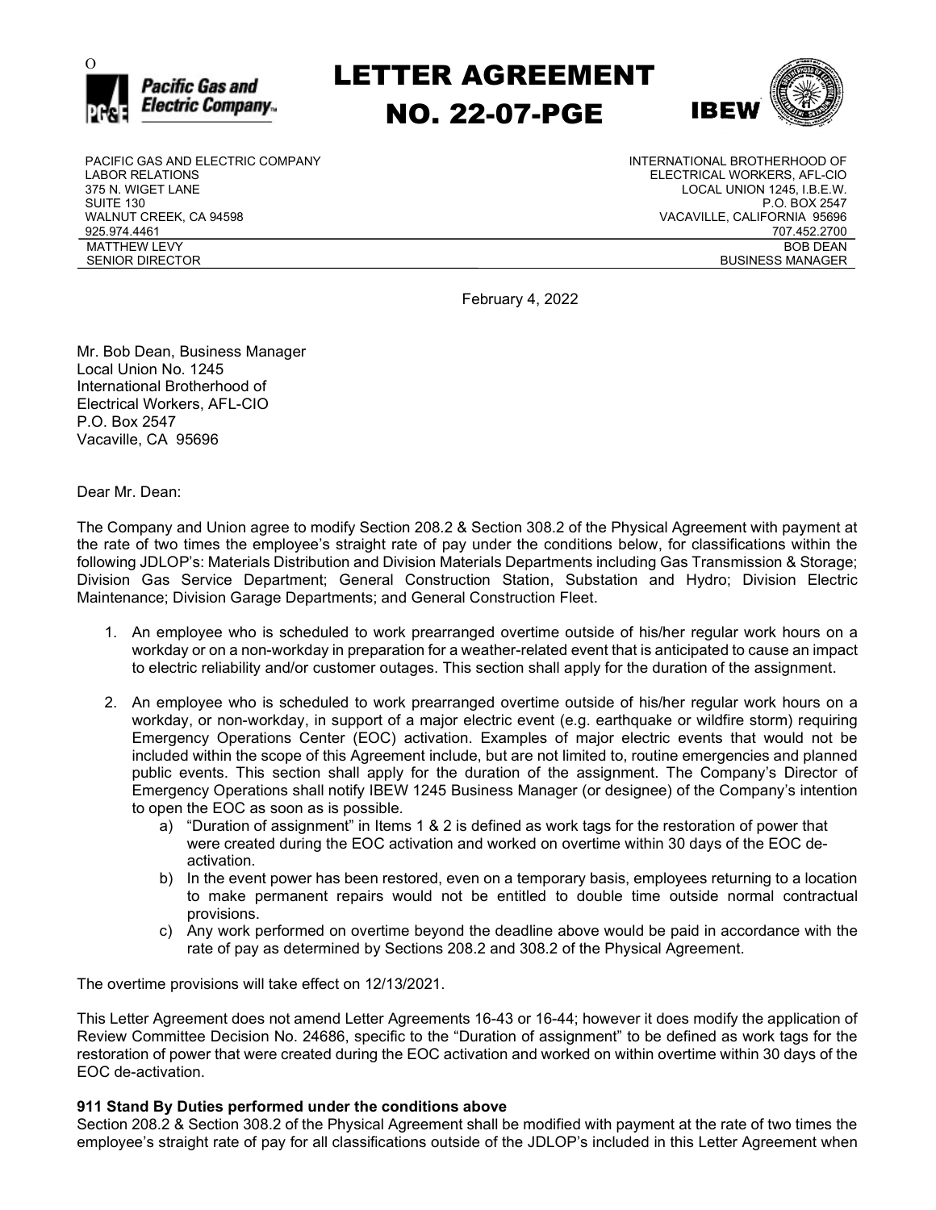# LETTER AGREEMENT NO. 22-07-PGE

| PACIFIC GAS AND ELECTRIC COMPANY | INTERNATIONAL BROTHERHOOD OF |
|---|---|
| LABOR RELATIONS | ELECTRICAL WORKERS, AFL-CIO |
| 375 N. WIGET LANE | LOCAL UNION 1245, I.B.E.W. |
| SUITE 130 | P.O. BOX 2547 |
| WALNUT CREEK, CA 94598 | VACAVILLE, CALIFORNIA 95696 |
| 925.974.4461 | 707.452.2700 |
| MATTHEW LEVY | BOB DEAN |
| SENIOR DIRECTOR | BUSINESS MANAGER |

February 4, 2022

Mr. Bob Dean, Business Manager
Local Union No. 1245
International Brotherhood of
Electrical Workers, AFL-CIO
P.O. Box 2547
Vacaville, CA 95696

Dear Mr. Dean:

The Company and Union agree to modify Section 208.2 & Section 308.2 of the Physical Agreement with payment at the rate of two times the employee's straight rate of pay under the conditions below, for classifications within the following JDLOP's: Materials Distribution and Division Materials Departments including Gas Transmission & Storage; Division Gas Service Department; General Construction Station, Substation and Hydro; Division Electric Maintenance; Division Garage Departments; and General Construction Fleet.

1. An employee who is scheduled to work prearranged overtime outside of his/her regular work hours on a workday or on a non-workday in preparation for a weather-related event that is anticipated to cause an impact to electric reliability and/or customer outages. This section shall apply for the duration of the assignment.
2. An employee who is scheduled to work prearranged overtime outside of his/her regular work hours on a workday, or non-workday, in support of a major electric event (e.g. earthquake or wildfire storm) requiring Emergency Operations Center (EOC) activation. Examples of major electric events that would not be included within the scope of this Agreement include, but are not limited to, routine emergencies and planned public events. This section shall apply for the duration of the assignment. The Company's Director of Emergency Operations shall notify IBEW 1245 Business Manager (or designee) of the Company's intention to open the EOC as soon as is possible.
   a) "Duration of assignment" in Items 1 & 2 is defined as work tags for the restoration of power that were created during the EOC activation and worked on overtime within 30 days of the EOC de-activation.
   b) In the event power has been restored, even on a temporary basis, employees returning to a location to make permanent repairs would not be entitled to double time outside normal contractual provisions.
   c) Any work performed on overtime beyond the deadline above would be paid in accordance with the rate of pay as determined by Sections 208.2 and 308.2 of the Physical Agreement.

The overtime provisions will take effect on 12/13/2021.

This Letter Agreement does not amend Letter Agreements 16-43 or 16-44; however it does modify the application of Review Committee Decision No. 24686, specific to the "Duration of assignment" to be defined as work tags for the restoration of power that were created during the EOC activation and worked on within overtime within 30 days of the EOC de-activation.

**911 Stand By Duties performed under the conditions above**

Section 208.2 & Section 308.2 of the Physical Agreement shall be modified with payment at the rate of two times the employee's straight rate of pay for all classifications outside of the JDLOP's included in this Letter Agreement when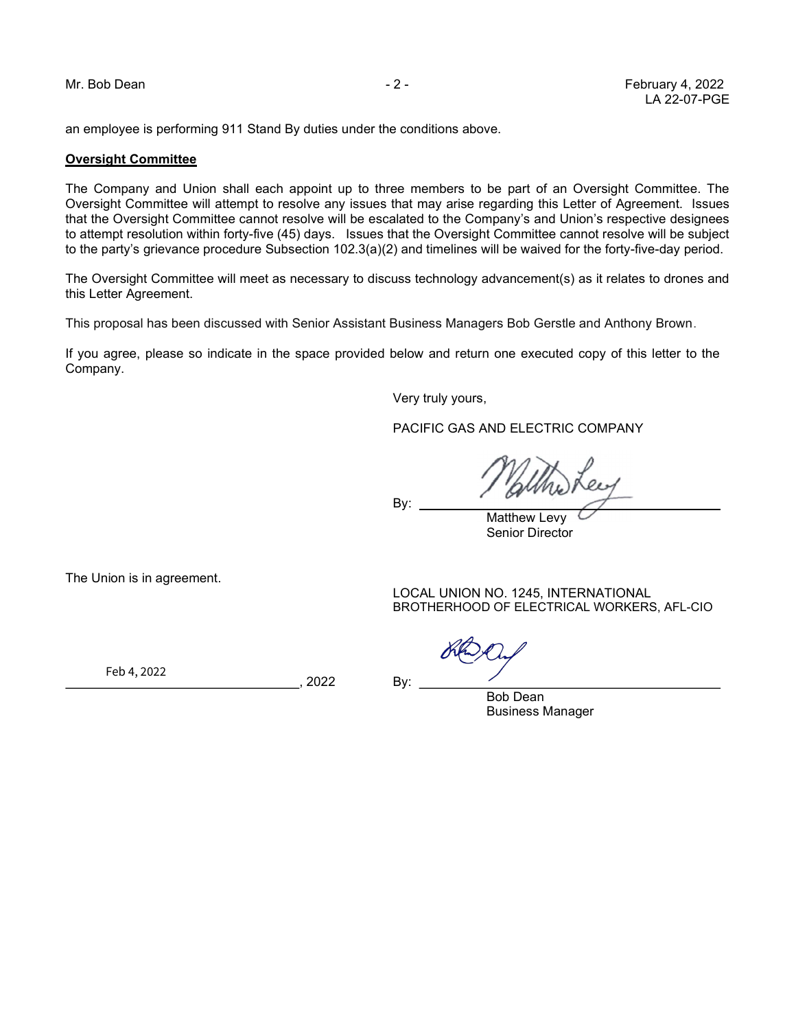an employee is performing 911 Stand By duties under the conditions above.

**Oversight Committee**

The Company and Union shall each appoint up to three members to be part of an Oversight Committee. The Oversight Committee will attempt to resolve any issues that may arise regarding this Letter of Agreement. Issues that the Oversight Committee cannot resolve will be escalated to the Company's and Union's respective designees to attempt resolution within forty-five (45) days. Issues that the Oversight Committee cannot resolve will be subject to the party's grievance procedure Subsection 102.3(a)(2) and timelines will be waived for the forty-five-day period.

The Oversight Committee will meet as necessary to discuss technology advancement(s) as it relates to drones and this Letter Agreement.

This proposal has been discussed with Senior Assistant Business Managers Bob Gerstle and Anthony Brown.

If you agree, please so indicate in the space provided below and return one executed copy of this letter to the Company.

Very truly yours,

PACIFIC GAS AND ELECTRIC COMPANY

By: ______________________
Matthew Levy
Senior Director

The Union is in agreement.

LOCAL UNION NO. 1245, INTERNATIONAL BROTHERHOOD OF ELECTRICAL WORKERS, AFL-CIO

Feb 4, 2022
______________________, 2022

By: ______________________
Bob Dean
Business Manager